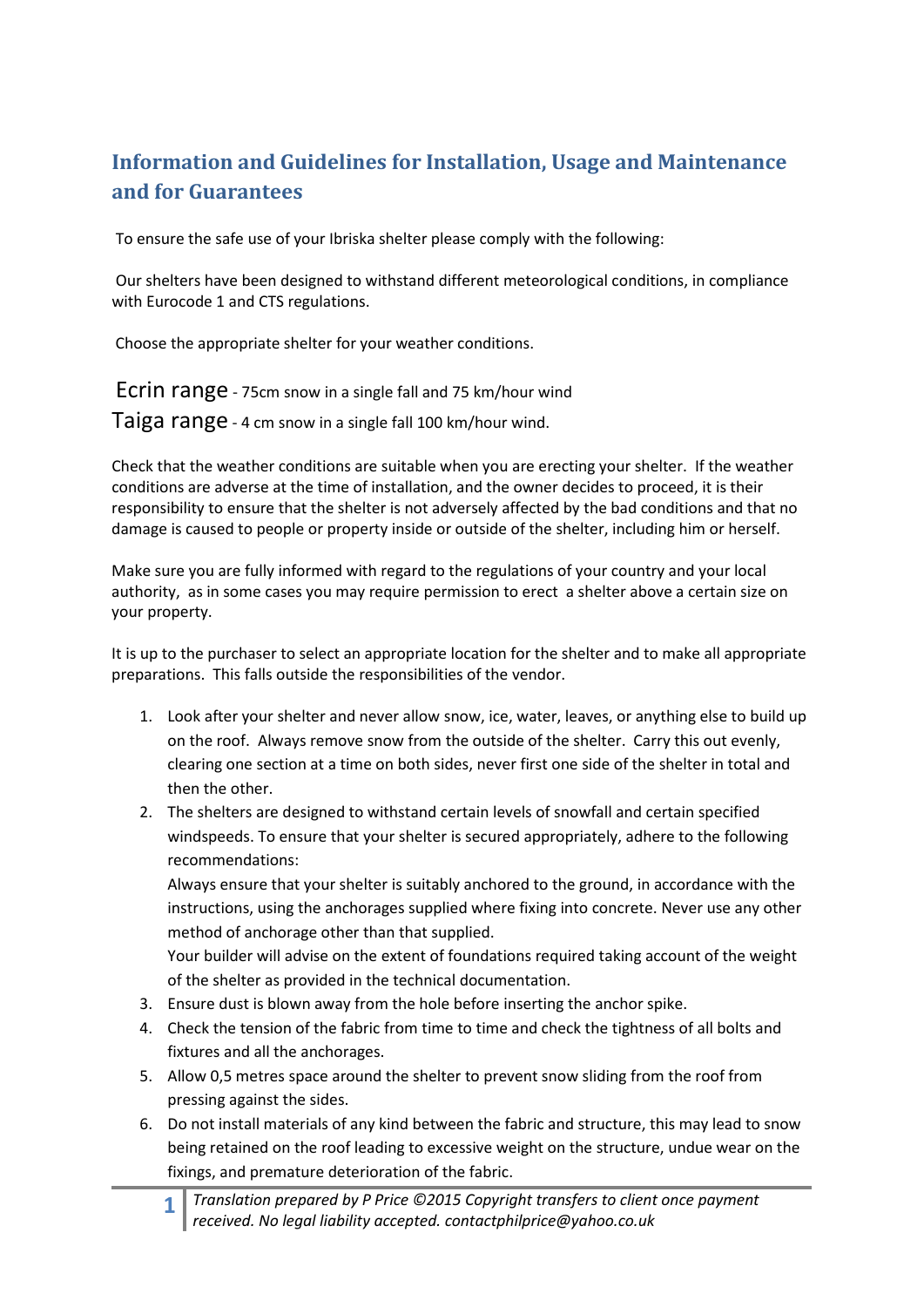## Information and Guidelines for Installation, Usage and Maintenance and for Guarantees

To ensure the safe use of your Ibriska shelter please comply with the following:

Our shelters have been designed to withstand different meteorological conditions, in compliance with Eurocode 1 and CTS regulations.

Choose the appropriate shelter for your weather conditions.

Ecrin range - 75cm snow in a single fall and 75 km/hour wind

Taiga range - 4 cm snow in a single fall 100 km/hour wind.

Check that the weather conditions are suitable when you are erecting your shelter. If the weather conditions are adverse at the time of installation, and the owner decides to proceed, it is their responsibility to ensure that the shelter is not adversely affected by the bad conditions and that no damage is caused to people or property inside or outside of the shelter, including him or herself.

Make sure you are fully informed with regard to the regulations of your country and your local authority, as in some cases you may require permission to erect a shelter above a certain size on your property.

It is up to the purchaser to select an appropriate location for the shelter and to make all appropriate preparations. This falls outside the responsibilities of the vendor.

1. Look after your shelter and never allow snow, ice, water, leaves, or anything else to build up on the roof. Always remove snow from the outside of the shelter. Carry this out evenly, clearing one section at a time on both sides, never first one side of the shelter in total and then the other.
2. The shelters are designed to withstand certain levels of snowfall and certain specified windspeeds. To ensure that your shelter is secured appropriately, adhere to the following recommendations:
   Always ensure that your shelter is suitably anchored to the ground, in accordance with the instructions, using the anchorages supplied where fixing into concrete. Never use any other method of anchorage other than that supplied.
   Your builder will advise on the extent of foundations required taking account of the weight of the shelter as provided in the technical documentation.
3. Ensure dust is blown away from the hole before inserting the anchor spike.
4. Check the tension of the fabric from time to time and check the tightness of all bolts and fixtures and all the anchorages.
5. Allow 0,5 metres space around the shelter to prevent snow sliding from the roof from pressing against the sides.
6. Do not install materials of any kind between the fabric and structure, this may lead to snow being retained on the roof leading to excessive weight on the structure, undue wear on the fixings, and premature deterioration of the fabric.

*Translation prepared by P Price ©2015 Copyright transfers to client once payment received. No legal liability accepted. contactphilprice@yahoo.co.uk*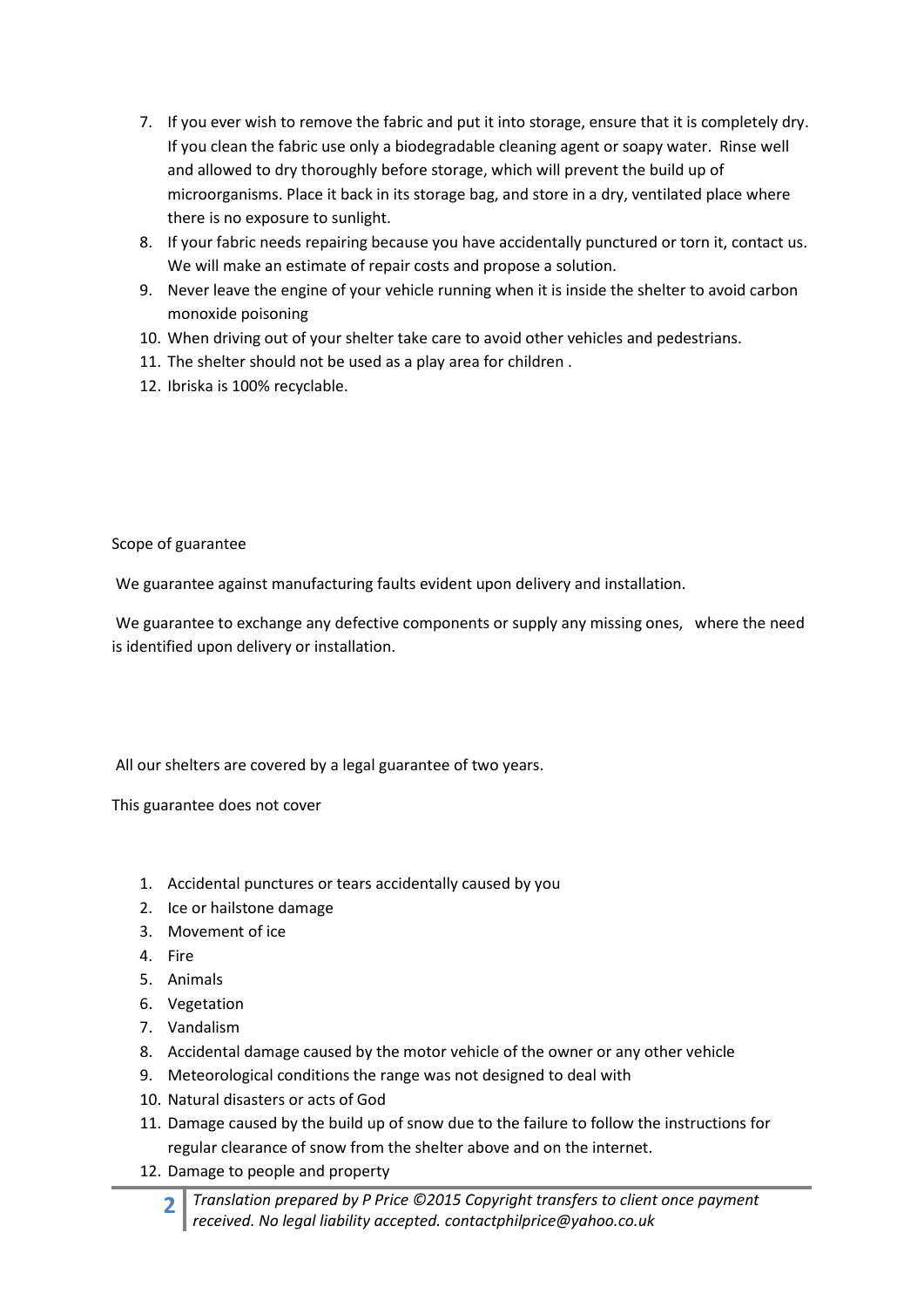7. If you ever wish to remove the fabric and put it into storage, ensure that it is completely dry. If you clean the fabric use only a biodegradable cleaning agent or soapy water. Rinse well and allowed to dry thoroughly before storage, which will prevent the build up of microorganisms. Place it back in its storage bag, and store in a dry, ventilated place where there is no exposure to sunlight.
8. If your fabric needs repairing because you have accidentally punctured or torn it, contact us. We will make an estimate of repair costs and propose a solution.
9. Never leave the engine of your vehicle running when it is inside the shelter to avoid carbon monoxide poisoning
10. When driving out of your shelter take care to avoid other vehicles and pedestrians.
11. The shelter should not be used as a play area for children .
12. Ibriska is 100% recyclable.

Scope of guarantee

We guarantee against manufacturing faults evident upon delivery and installation.

We guarantee to exchange any defective components or supply any missing ones, where the need is identified upon delivery or installation.

All our shelters are covered by a legal guarantee of two years.

This guarantee does not cover

1. Accidental punctures or tears accidentally caused by you
2. Ice or hailstone damage
3. Movement of ice
4. Fire
5. Animals
6. Vegetation
7. Vandalism
8. Accidental damage caused by the motor vehicle of the owner or any other vehicle
9. Meteorological conditions the range was not designed to deal with
10. Natural disasters or acts of God
11. Damage caused by the build up of snow due to the failure to follow the instructions for regular clearance of snow from the shelter above and on the internet.
12. Damage to people and property

*Translation prepared by P Price ©2015 Copyright transfers to client once payment received. No legal liability accepted. contactphilprice@yahoo.co.uk*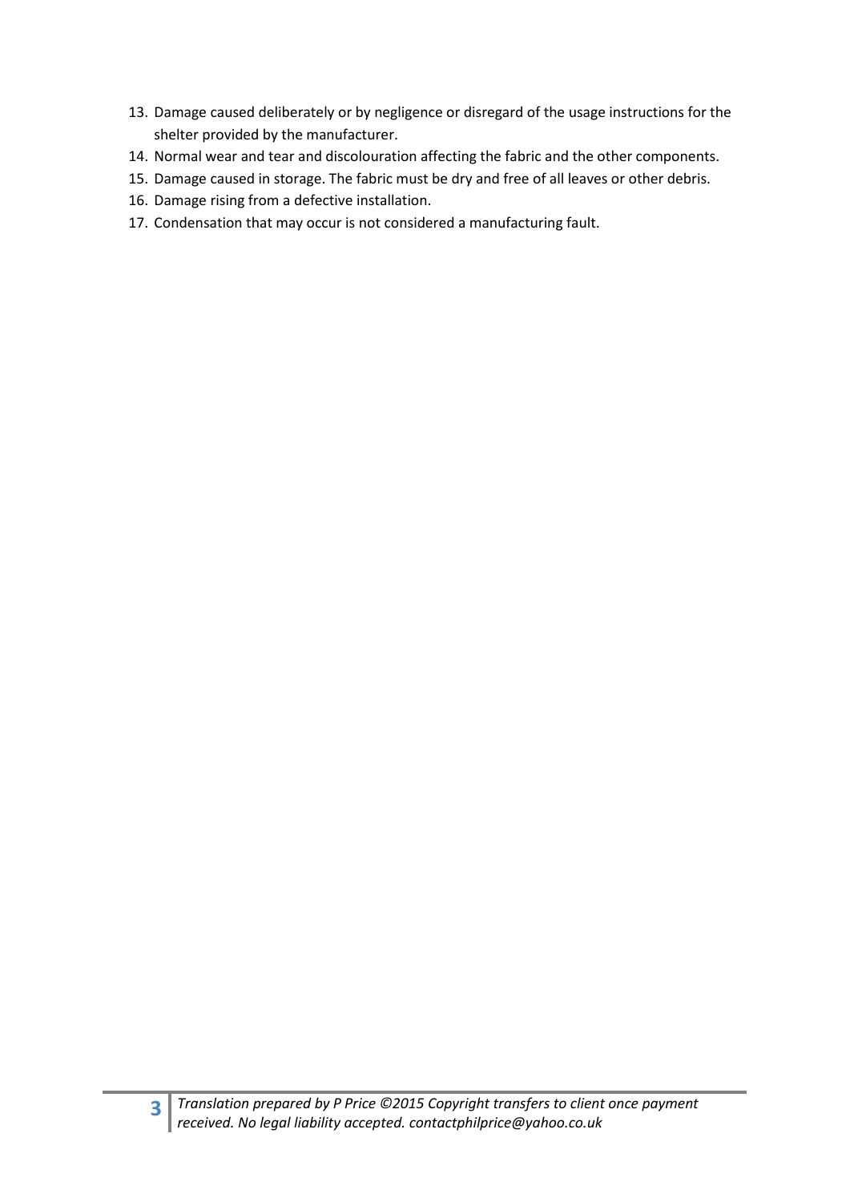13. Damage caused deliberately or by negligence or disregard of the usage instructions for the shelter provided by the manufacturer.
14. Normal wear and tear and discolouration affecting the fabric and the other components.
15. Damage caused in storage. The fabric must be dry and free of all leaves or other debris.
16. Damage rising from a defective installation.
17. Condensation that may occur is not considered a manufacturing fault.